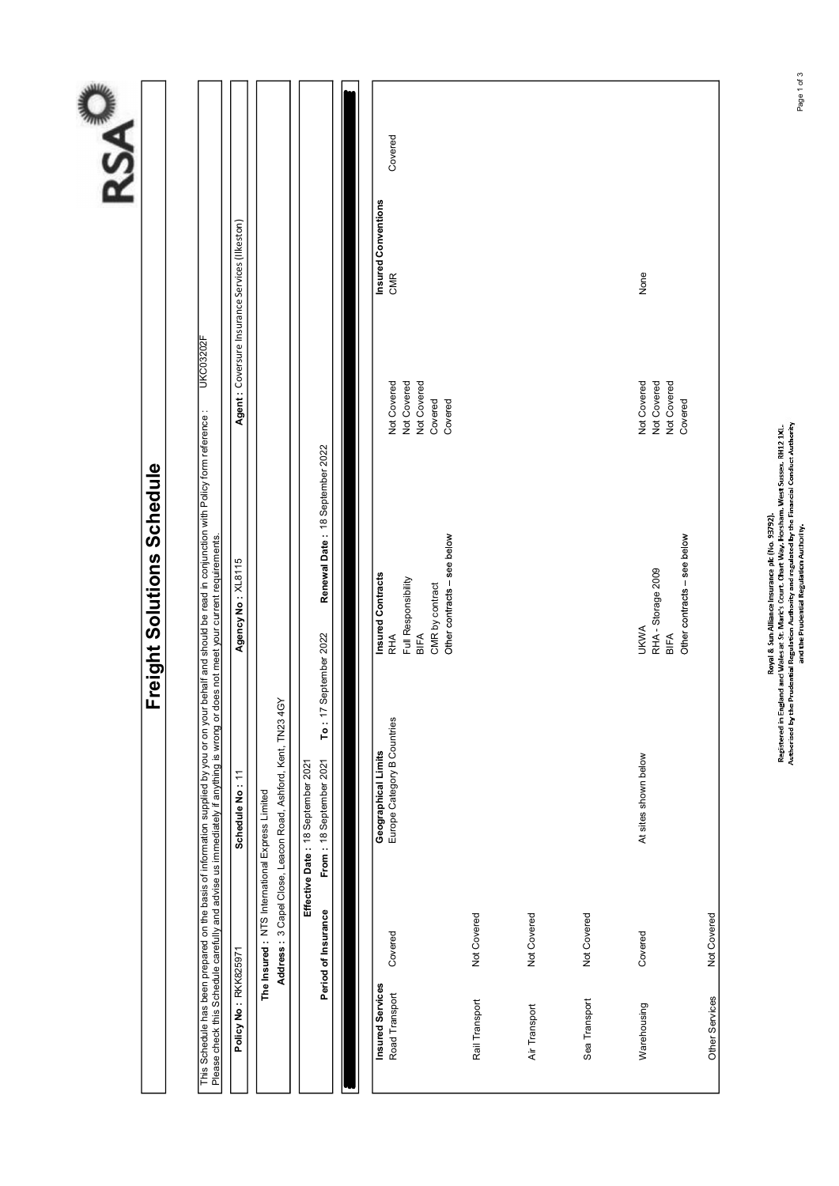# Freight Solutions Schedule

This Schedule has been prepared on the basis of information supplied by you or on your behalf and should be read in conjunction with Policy form reference : UKC03202F
Please check this Schedule carefully and advise us immediately if anything is wrong or does not meet your current requirements.

**Policy No :** RKK825971 **Schedule No :** 11 **Agency No :** XL8115 **Agent :** Coversure Insurance Services (Ilkeston)

**The Insured :** NTS International Express Limited

**Address :** 3 Capel Close, Leacon Road, Ashford, Kent, TN23 4GY

**Effective Date :** 18 September 2021

**Period of Insurance** **From :** 18 September 2021 **To :** 17 September 2022 **Renewal Date :** 18 September 2022

| Insured Services | | Geographical Limits | Insured Contracts | | Insured Conventions | |
|---|---|---|---|---|---|---|
| Road Transport | Covered | Europe Category B Countries | RHA | Not Covered | CMR | Covered |
| | | | Full Responsibility | Not Covered | | |
| | | | BIFA | Not Covered | | |
| | | | CMR by contract | Covered | | |
| | | | Other contracts – see below | Covered | | |
| Rail Transport | Not Covered | | | | | |
| Air Transport | Not Covered | | | | | |
| Sea Transport | Not Covered | | | | | |
| Warehousing | Covered | At sites shown below | UKWA | Not Covered | None | |
| | | | RHA - Storage 2009 | Not Covered | | |
| | | | BIFA | Not Covered | | |
| | | | Other contracts – see below | Covered | | |
| Other Services | Not Covered | | | | | |

Royal & Sun Alliance Insurance plc (No. 93792).
Registered in England and Wales at St. Mark's Court, Chart Way, Horsham, West Sussex, RH12 1XL.
Authorised by the Prudential Regulation Authority and regulated by the Financial Conduct Authority and the Prudential Regulation Authority.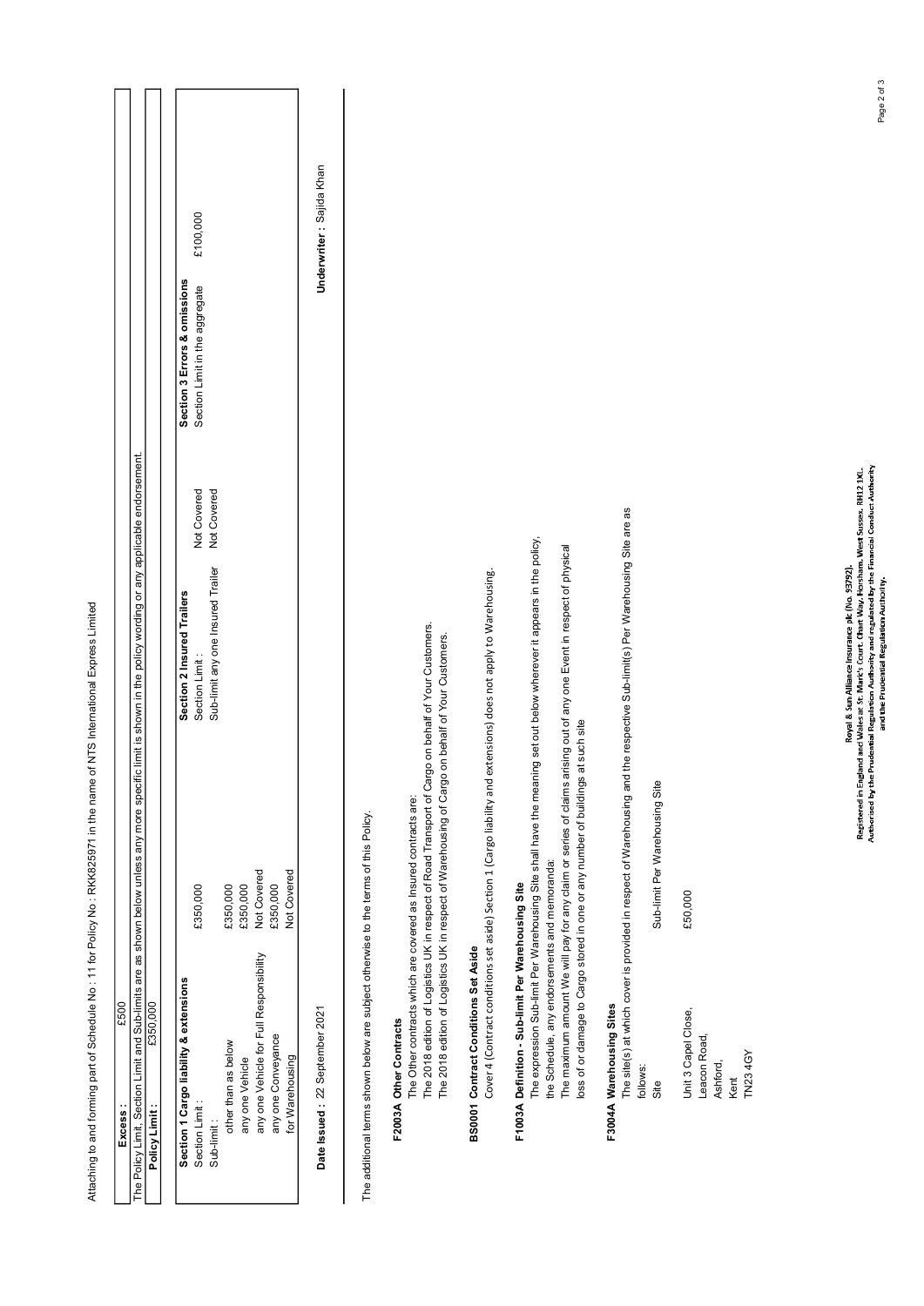Attaching to and forming part of Schedule No : 11 for Policy No : RKK825971 in the name of NTS International Express Limited

| | |
|---|---|
| **Excess :** | £500 |

The Policy Limit, Section Limit and Sub-limits are as shown below unless any more specific limit is shown in the policy wording or any applicable endorsement.

| | |
|---|---|
| **Policy Limit :** | £350,000 |

| | | | | | |
|---|---|---|---|---|---|
| **Section 1 Cargo liability & extensions** | | **Section 2 Insured Trailers** | | **Section 3 Errors & omissions** | |
| Section Limit : | £350,000 | Section Limit : | Not Covered | Section Limit in the aggregate | £100,000 |
| Sub-limit : | | Sub-limit any one Insured Trailer | Not Covered | | |
| other than as below | £350,000 | | | | |
| any one Vehicle | £350,000 | | | | |
| any one Vehicle for Full Responsibility | Not Covered | | | | |
| any one Conveyance | £350,000 | | | | |
| for Warehousing | Not Covered | | | | |

**Date Issued :** 22 September 2021

**Underwriter :** Sajida Khan

The additional terms shown below are subject otherwise to the terms of this Policy.

**F2003A Other Contracts**

The Other contracts which are covered as Insured contracts are:
The 2018 edition of Logistics UK in respect of Road Transport of Cargo on behalf of Your Customers.
The 2018 edition of Logistics UK in respect of Warehousing of Cargo on behalf of Your Customers.

**BS0001 Contract Conditions Set Aside**

Cover 4 (Contract conditions set aside) Section 1 (Cargo liability and extensions) does not apply to Warehousing.

**F1003A Definition - Sub-limit Per Warehousing Site**

The expression Sub-limit Per Warehousing Site shall have the meaning set out below wherever it appears in the policy, the Schedule, any endorsements and memoranda:
The maximum amount We will pay for any claim or series of claims arising out of any one Event in respect of physical loss of or damage to Cargo stored in one or any number of buildings at such site

**F3004A Warehousing Sites**

The site(s) at which cover is provided in respect of Warehousing and the respective Sub-limit(s) Per Warehousing Site are as follows:

| Site | Sub-limit Per Warehousing Site |
|---|---|
| Unit 3 Capel Close, Leacon Road, Ashford, Kent TN23 4GY | £50,000 |

Royal & Sun Alliance Insurance plc (No. 93792).
Registered in England and Wales at St. Mark's Court, Chart Way, Horsham, West Sussex, RH12 1XL.
Authorised by the Prudential Regulation Authority and regulated by the Financial Conduct Authority and the Prudential Regulation Authority.